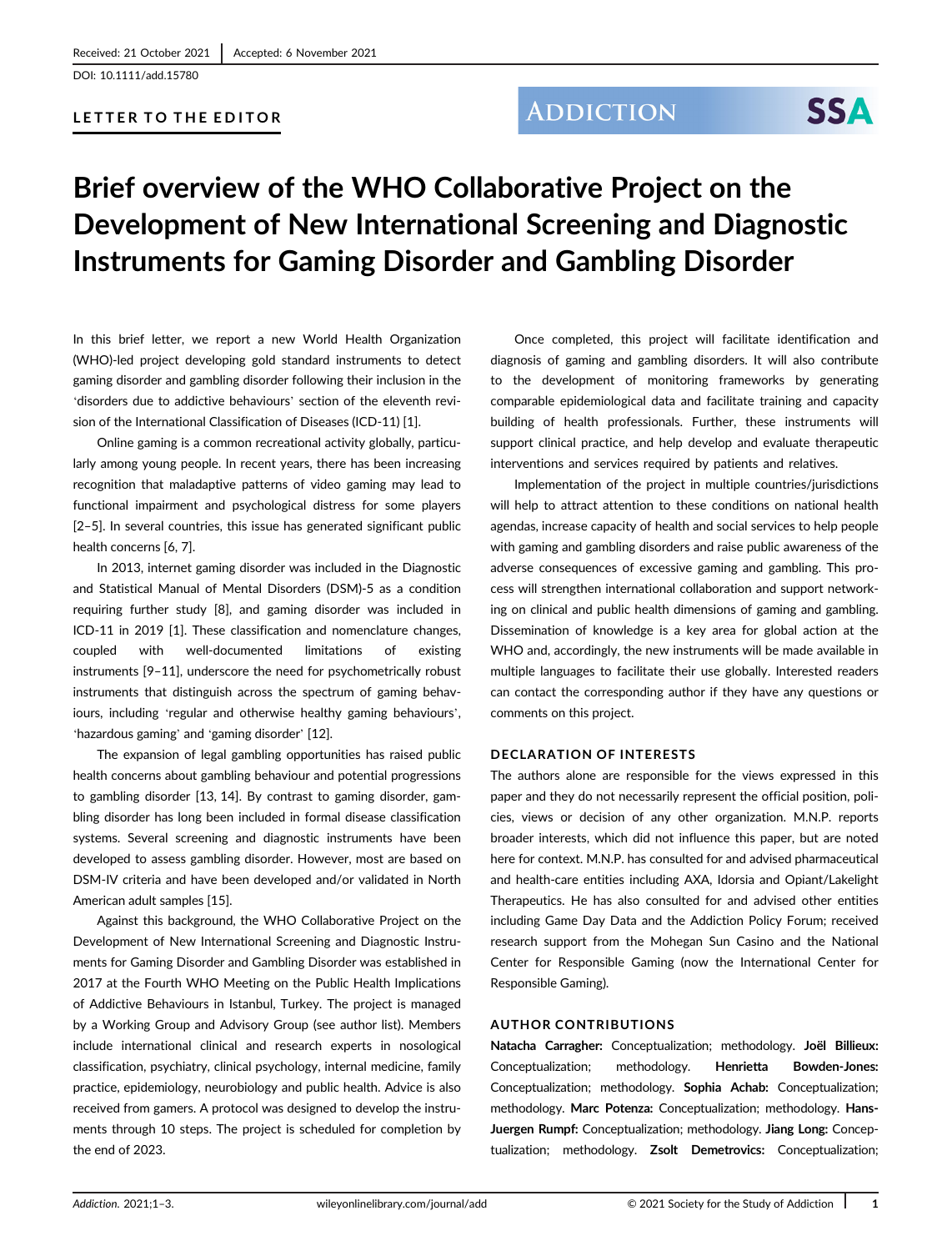Received: 21 October 2021 | Accepted: 6 November 2021

DOI: 10.1111/add.15780

LETTER TO THE EDITOR

# Brief overview of the WHO Collaborative Project on the Development of New International Screening and Diagnostic Instruments for Gaming Disorder and Gambling Disorder

In this brief letter, we report a new World Health Organization (WHO)-led project developing gold standard instruments to detect gaming disorder and gambling disorder following their inclusion in the 'disorders due to addictive behaviours' section of the eleventh revision of the International Classification of Diseases (ICD-11) [1].

Online gaming is a common recreational activity globally, particularly among young people. In recent years, there has been increasing recognition that maladaptive patterns of video gaming may lead to functional impairment and psychological distress for some players [2–5]. In several countries, this issue has generated significant public health concerns [6, 7].

In 2013, internet gaming disorder was included in the Diagnostic and Statistical Manual of Mental Disorders (DSM)-5 as a condition requiring further study [8], and gaming disorder was included in ICD-11 in 2019 [1]. These classification and nomenclature changes, coupled with well-documented limitations of existing instruments [9–11], underscore the need for psychometrically robust instruments that distinguish across the spectrum of gaming behaviours, including 'regular and otherwise healthy gaming behaviours', 'hazardous gaming' and 'gaming disorder' [12].

The expansion of legal gambling opportunities has raised public health concerns about gambling behaviour and potential progressions to gambling disorder [13, 14]. By contrast to gaming disorder, gambling disorder has long been included in formal disease classification systems. Several screening and diagnostic instruments have been developed to assess gambling disorder. However, most are based on DSM-IV criteria and have been developed and/or validated in North American adult samples [15].

Against this background, the WHO Collaborative Project on the Development of New International Screening and Diagnostic Instruments for Gaming Disorder and Gambling Disorder was established in 2017 at the Fourth WHO Meeting on the Public Health Implications of Addictive Behaviours in Istanbul, Turkey. The project is managed by a Working Group and Advisory Group (see author list). Members include international clinical and research experts in nosological classification, psychiatry, clinical psychology, internal medicine, family practice, epidemiology, neurobiology and public health. Advice is also received from gamers. A protocol was designed to develop the instruments through 10 steps. The project is scheduled for completion by the end of 2023.

Once completed, this project will facilitate identification and diagnosis of gaming and gambling disorders. It will also contribute to the development of monitoring frameworks by generating comparable epidemiological data and facilitate training and capacity building of health professionals. Further, these instruments will support clinical practice, and help develop and evaluate therapeutic interventions and services required by patients and relatives.

Implementation of the project in multiple countries/jurisdictions will help to attract attention to these conditions on national health agendas, increase capacity of health and social services to help people with gaming and gambling disorders and raise public awareness of the adverse consequences of excessive gaming and gambling. This process will strengthen international collaboration and support networking on clinical and public health dimensions of gaming and gambling. Dissemination of knowledge is a key area for global action at the WHO and, accordingly, the new instruments will be made available in multiple languages to facilitate their use globally. Interested readers can contact the corresponding author if they have any questions or comments on this project.

## DECLARATION OF INTERESTS

The authors alone are responsible for the views expressed in this paper and they do not necessarily represent the official position, policies, views or decision of any other organization. M.N.P. reports broader interests, which did not influence this paper, but are noted here for context. M.N.P. has consulted for and advised pharmaceutical and health-care entities including AXA, Idorsia and Opiant/Lakelight Therapeutics. He has also consulted for and advised other entities including Game Day Data and the Addiction Policy Forum; received research support from the Mohegan Sun Casino and the National Center for Responsible Gaming (now the International Center for Responsible Gaming).

## AUTHOR CONTRIBUTIONS

**Natacha Carragher:** Conceptualization; methodology. **Joël Billieux:** Conceptualization; methodology. **Henrietta Bowden-Jones:** Conceptualization; methodology. **Sophia Achab:** Conceptualization; methodology. **Marc Potenza:** Conceptualization; methodology. **Hans-Juergen Rumpf:** Conceptualization; methodology. **Jiang Long:** Conceptualization; methodology. **Zsolt Demetrovics:** Conceptualization;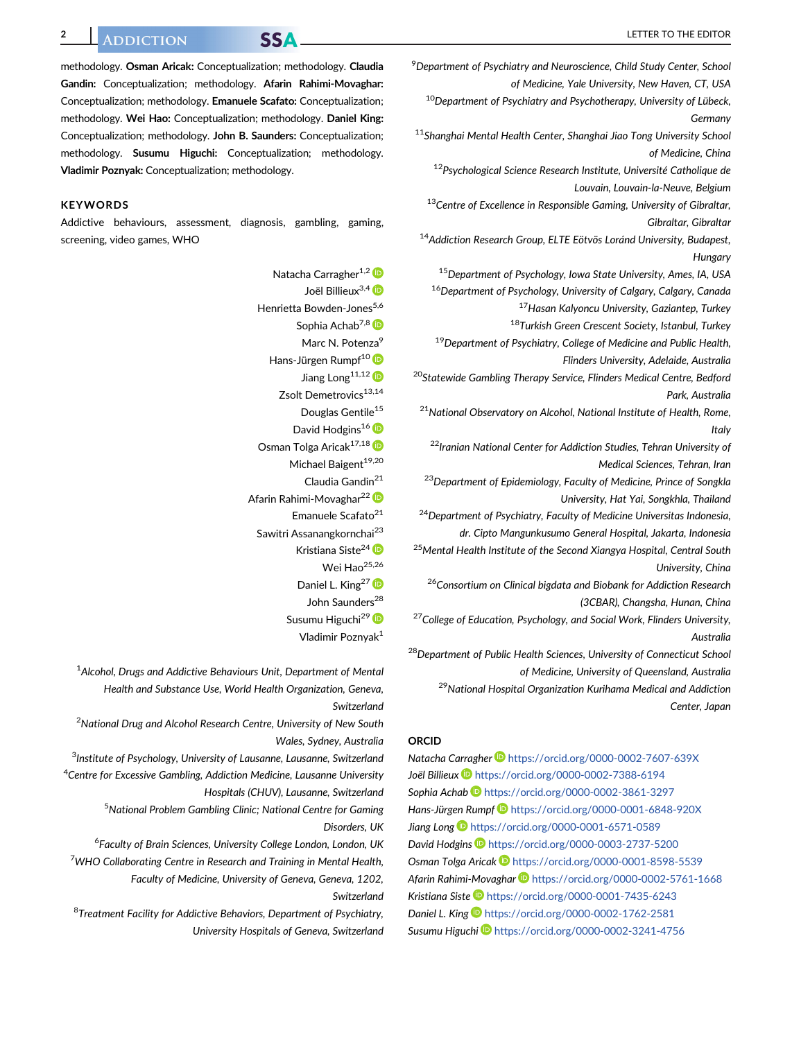methodology. **Osman Aricak:** Conceptualization; methodology. **Claudia Gandin:** Conceptualization; methodology. **Afarin Rahimi-Movaghar:** Conceptualization; methodology. **Emanuele Scafato:** Conceptualization; methodology. **Wei Hao:** Conceptualization; methodology. **Daniel King:** Conceptualization; methodology. **John B. Saunders:** Conceptualization; methodology. **Susumu Higuchi:** Conceptualization; methodology. **Vladimir Poznyak:** Conceptualization; methodology.

## KEYWORDS

Addictive behaviours, assessment, diagnosis, gambling, gaming, screening, video games, WHO

Natacha Carragher[1,2]
Joël Billieux[3,4]
Henrietta Bowden-Jones[5,6]
Sophia Achab[7,8]
Marc N. Potenza[9]
Hans-Jürgen Rumpf[10]
Jiang Long[11,12]
Zsolt Demetrovics[13,14]
Douglas Gentile[15]
David Hodgins[16]
Osman Tolga Aricak[17,18]
Michael Baigent[19,20]
Claudia Gandin[21]
Afarin Rahimi-Movaghar[22]
Emanuele Scafato[21]
Sawitri Assanangkornchai[23]
Kristiana Siste[24]
Wei Hao[25,26]
Daniel L. King[27]
John Saunders[28]
Susumu Higuchi[29]
Vladimir Poznyak[1]

[1]*Alcohol, Drugs and Addictive Behaviours Unit, Department of Mental Health and Substance Use, World Health Organization, Geneva, Switzerland*
[2]*National Drug and Alcohol Research Centre, University of New South Wales, Sydney, Australia*
[3]*Institute of Psychology, University of Lausanne, Lausanne, Switzerland*
[4]*Centre for Excessive Gambling, Addiction Medicine, Lausanne University Hospitals (CHUV), Lausanne, Switzerland*
[5]*National Problem Gambling Clinic; National Centre for Gaming Disorders, UK*
[6]*Faculty of Brain Sciences, University College London, London, UK*
[7]*WHO Collaborating Centre in Research and Training in Mental Health, Faculty of Medicine, University of Geneva, Geneva, 1202, Switzerland*
[8]*Treatment Facility for Addictive Behaviors, Department of Psychiatry, University Hospitals of Geneva, Switzerland*
[9]*Department of Psychiatry and Neuroscience, Child Study Center, School of Medicine, Yale University, New Haven, CT, USA*
[10]*Department of Psychiatry and Psychotherapy, University of Lübeck, Germany*
[11]*Shanghai Mental Health Center, Shanghai Jiao Tong University School of Medicine, China*
[12]*Psychological Science Research Institute, Université Catholique de Louvain, Louvain-la-Neuve, Belgium*
[13]*Centre of Excellence in Responsible Gaming, University of Gibraltar, Gibraltar, Gibraltar*
[14]*Addiction Research Group, ELTE Eötvös Loránd University, Budapest, Hungary*
[15]*Department of Psychology, Iowa State University, Ames, IA, USA*
[16]*Department of Psychology, University of Calgary, Calgary, Canada*
[17]*Hasan Kalyoncu University, Gaziantep, Turkey*
[18]*Turkish Green Crescent Society, Istanbul, Turkey*
[19]*Department of Psychiatry, College of Medicine and Public Health, Flinders University, Adelaide, Australia*
[20]*Statewide Gambling Therapy Service, Flinders Medical Centre, Bedford Park, Australia*
[21]*National Observatory on Alcohol, National Institute of Health, Rome, Italy*
[22]*Iranian National Center for Addiction Studies, Tehran University of Medical Sciences, Tehran, Iran*
[23]*Department of Epidemiology, Faculty of Medicine, Prince of Songkla University, Hat Yai, Songkhla, Thailand*
[24]*Department of Psychiatry, Faculty of Medicine Universitas Indonesia, dr. Cipto Mangunkusumo General Hospital, Jakarta, Indonesia*
[25]*Mental Health Institute of the Second Xiangya Hospital, Central South University, China*
[26]*Consortium on Clinical bigdata and Biobank for Addiction Research (3CBAR), Changsha, Hunan, China*
[27]*College of Education, Psychology, and Social Work, Flinders University, Australia*
[28]*Department of Public Health Sciences, University of Connecticut School of Medicine, University of Queensland, Australia*
[29]*National Hospital Organization Kurihama Medical and Addiction Center, Japan*

## ORCID

*Natacha Carragher* https://orcid.org/0000-0002-7607-639X
*Joël Billieux* https://orcid.org/0000-0002-7388-6194
*Sophia Achab* https://orcid.org/0000-0002-3861-3297
*Hans-Jürgen Rumpf* https://orcid.org/0000-0001-6848-920X
*Jiang Long* https://orcid.org/0000-0001-6571-0589
*David Hodgins* https://orcid.org/0000-0003-2737-5200
*Osman Tolga Aricak* https://orcid.org/0000-0001-8598-5539
*Afarin Rahimi-Movaghar* https://orcid.org/0000-0002-5761-1668
*Kristiana Siste* https://orcid.org/0000-0001-7435-6243
*Daniel L. King* https://orcid.org/0000-0002-1762-2581
*Susumu Higuchi* https://orcid.org/0000-0002-3241-4756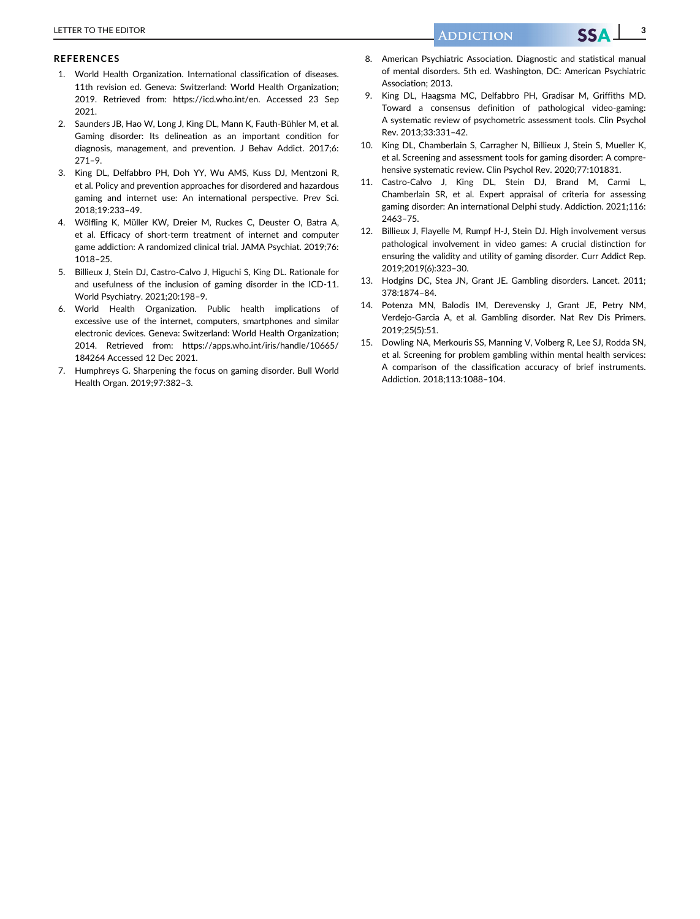## REFERENCES

1. World Health Organization. International classification of diseases. 11th revision ed. Geneva: Switzerland: World Health Organization; 2019. Retrieved from: https://icd.who.int/en. Accessed 23 Sep 2021.
2. Saunders JB, Hao W, Long J, King DL, Mann K, Fauth-Bühler M, et al. Gaming disorder: Its delineation as an important condition for diagnosis, management, and prevention. J Behav Addict. 2017;6:271–9.
3. King DL, Delfabbro PH, Doh YY, Wu AMS, Kuss DJ, Mentzoni R, et al. Policy and prevention approaches for disordered and hazardous gaming and internet use: An international perspective. Prev Sci. 2018;19:233–49.
4. Wölfling K, Müller KW, Dreier M, Ruckes C, Deuster O, Batra A, et al. Efficacy of short-term treatment of internet and computer game addiction: A randomized clinical trial. JAMA Psychiat. 2019;76:1018–25.
5. Billieux J, Stein DJ, Castro-Calvo J, Higuchi S, King DL. Rationale for and usefulness of the inclusion of gaming disorder in the ICD-11. World Psychiatry. 2021;20:198–9.
6. World Health Organization. Public health implications of excessive use of the internet, computers, smartphones and similar electronic devices. Geneva: Switzerland: World Health Organization; 2014. Retrieved from: https://apps.who.int/iris/handle/10665/184264 Accessed 12 Dec 2021.
7. Humphreys G. Sharpening the focus on gaming disorder. Bull World Health Organ. 2019;97:382–3.
8. American Psychiatric Association. Diagnostic and statistical manual of mental disorders. 5th ed. Washington, DC: American Psychiatric Association; 2013.
9. King DL, Haagsma MC, Delfabbro PH, Gradisar M, Griffiths MD. Toward a consensus definition of pathological video-gaming: A systematic review of psychometric assessment tools. Clin Psychol Rev. 2013;33:331–42.
10. King DL, Chamberlain S, Carragher N, Billieux J, Stein S, Mueller K, et al. Screening and assessment tools for gaming disorder: A comprehensive systematic review. Clin Psychol Rev. 2020;77:101831.
11. Castro-Calvo J, King DL, Stein DJ, Brand M, Carmi L, Chamberlain SR, et al. Expert appraisal of criteria for assessing gaming disorder: An international Delphi study. Addiction. 2021;116:2463–75.
12. Billieux J, Flayelle M, Rumpf H-J, Stein DJ. High involvement versus pathological involvement in video games: A crucial distinction for ensuring the validity and utility of gaming disorder. Curr Addict Rep. 2019;2019(6):323–30.
13. Hodgins DC, Stea JN, Grant JE. Gambling disorders. Lancet. 2011;378:1874–84.
14. Potenza MN, Balodis IM, Derevensky J, Grant JE, Petry NM, Verdejo-Garcia A, et al. Gambling disorder. Nat Rev Dis Primers. 2019;25(5):51.
15. Dowling NA, Merkouris SS, Manning V, Volberg R, Lee SJ, Rodda SN, et al. Screening for problem gambling within mental health services: A comparison of the classification accuracy of brief instruments. Addiction. 2018;113:1088–104.